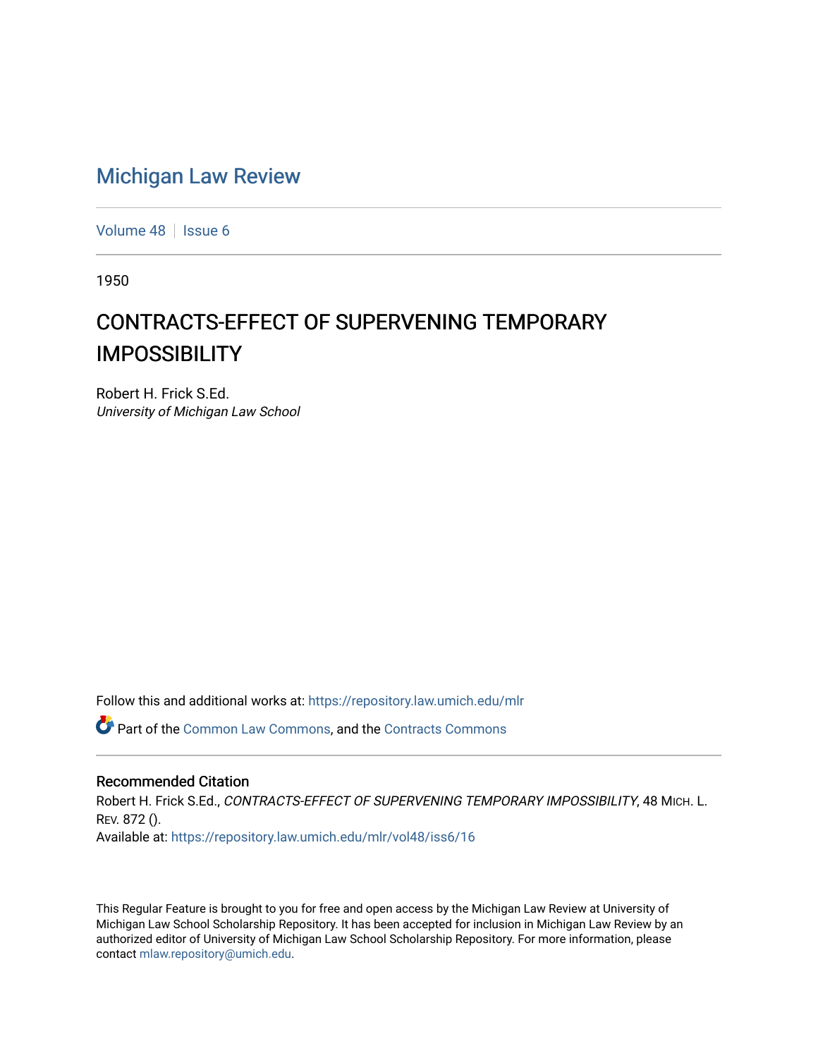# Michigan Law Review

Volume 48 | Issue 6

1950

## CONTRACTS-EFFECT OF SUPERVENING TEMPORARY IMPOSSIBILITY

Robert H. Frick S.Ed.
*University of Michigan Law School*

Follow this and additional works at: https://repository.law.umich.edu/mlr

Part of the Common Law Commons, and the Contracts Commons

### Recommended Citation

Robert H. Frick S.Ed., *CONTRACTS-EFFECT OF SUPERVENING TEMPORARY IMPOSSIBILITY*, 48 MICH. L. REV. 872 ().
Available at: https://repository.law.umich.edu/mlr/vol48/iss6/16

This Regular Feature is brought to you for free and open access by the Michigan Law Review at University of Michigan Law School Scholarship Repository. It has been accepted for inclusion in Michigan Law Review by an authorized editor of University of Michigan Law School Scholarship Repository. For more information, please contact mlaw.repository@umich.edu.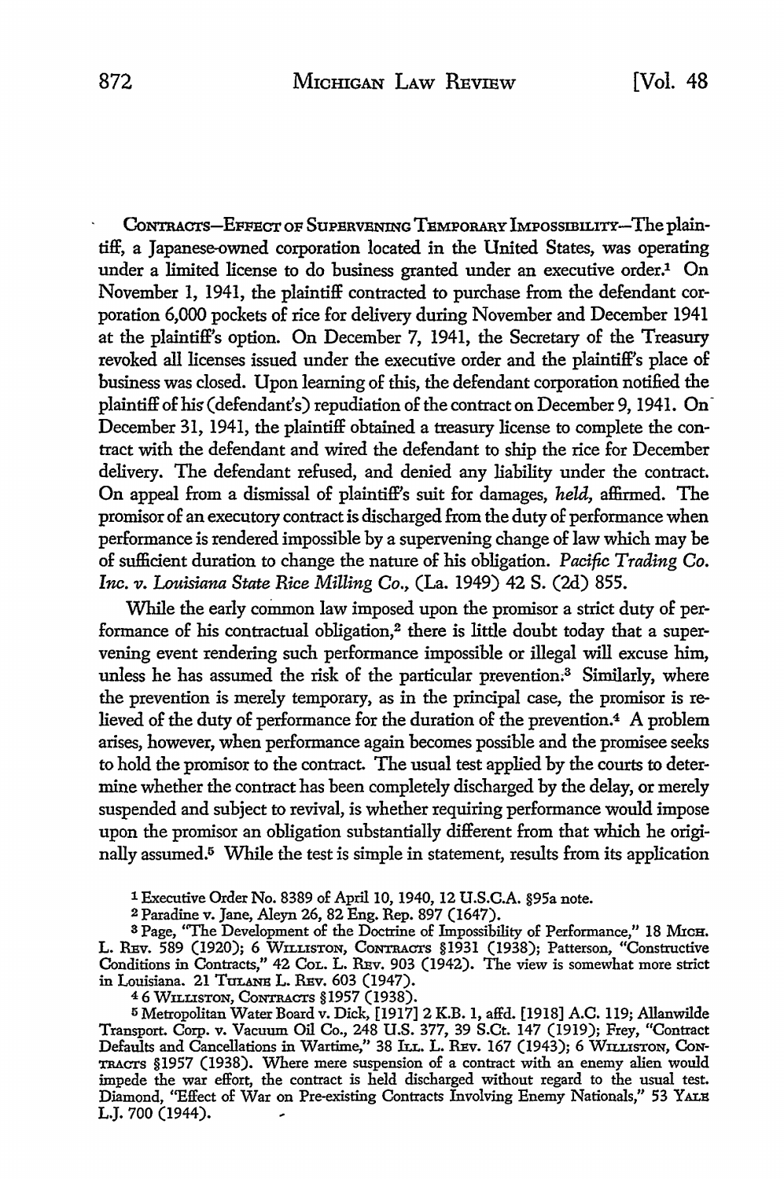CONTRACTS—EFFECT OF SUPERVENING TEMPORARY IMPOSSIBILITY—The plaintiff, a Japanese-owned corporation located in the United States, was operating under a limited license to do business granted under an executive order.[1] On November 1, 1941, the plaintiff contracted to purchase from the defendant corporation 6,000 pockets of rice for delivery during November and December 1941 at the plaintiff's option. On December 7, 1941, the Secretary of the Treasury revoked all licenses issued under the executive order and the plaintiff's place of business was closed. Upon learning of this, the defendant corporation notified the plaintiff of his (defendant's) repudiation of the contract on December 9, 1941. On December 31, 1941, the plaintiff obtained a treasury license to complete the contract with the defendant and wired the defendant to ship the rice for December delivery. The defendant refused, and denied any liability under the contract. On appeal from a dismissal of plaintiff's suit for damages, *held,* affirmed. The promisor of an executory contract is discharged from the duty of performance when performance is rendered impossible by a supervening change of law which may be of sufficient duration to change the nature of his obligation. *Pacific Trading Co. Inc. v. Louisiana State Rice Milling Co.,* (La. 1949) 42 S. (2d) 855.

While the early common law imposed upon the promisor a strict duty of performance of his contractual obligation,[2] there is little doubt today that a supervening event rendering such performance impossible or illegal will excuse him, unless he has assumed the risk of the particular prevention.[3] Similarly, where the prevention is merely temporary, as in the principal case, the promisor is relieved of the duty of performance for the duration of the prevention.[4] A problem arises, however, when performance again becomes possible and the promisee seeks to hold the promisor to the contract. The usual test applied by the courts to determine whether the contract has been completely discharged by the delay, or merely suspended and subject to revival, is whether requiring performance would impose upon the promisor an obligation substantially different from that which he originally assumed.[5] While the test is simple in statement, results from its application

---

[1] Executive Order No. 8389 of April 10, 1940, 12 U.S.C.A. §95a note.

[2] Paradine v. Jane, Aleyn 26, 82 Eng. Rep. 897 (1647).

[3] Page, "The Development of the Doctrine of Impossibility of Performance," 18 MICH. L. REV. 589 (1920); 6 WILLISTON, CONTRACTS §1931 (1938); Patterson, "Constructive Conditions in Contracts," 42 COL. L. REV. 903 (1942). The view is somewhat more strict in Louisiana. 21 TULANE L. REV. 603 (1947).

[4] 6 WILLISTON, CONTRACTS §1957 (1938).

[5] Metropolitan Water Board v. Dick, [1917] 2 K.B. 1, affd. [1918] A.C. 119; Allanwilde Transport. Corp. v. Vacuum Oil Co., 248 U.S. 377, 39 S.Ct. 147 (1919); Frey, "Contract Defaults and Cancellations in Wartime," 38 ILL. L. REV. 167 (1943); 6 WILLISTON, CONTRACTS §1957 (1938). Where mere suspension of a contract with an enemy alien would impede the war effort, the contract is held discharged without regard to the usual test. Diamond, "Effect of War on Pre-existing Contracts Involving Enemy Nationals," 53 YALE L.J. 700 (1944).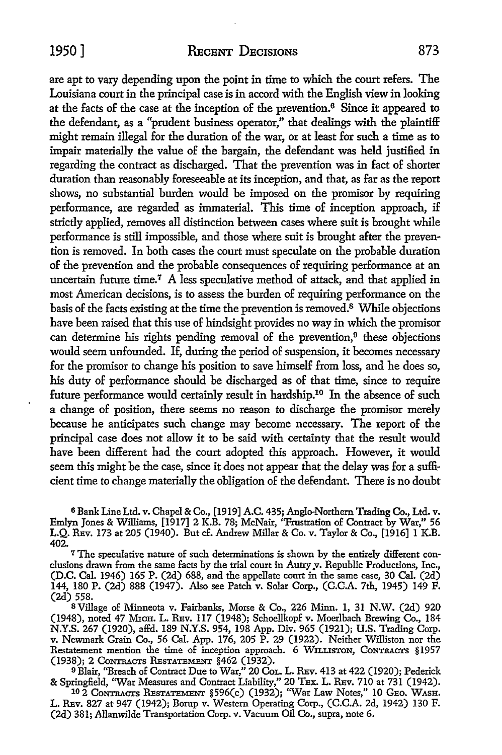are apt to vary depending upon the point in time to which the court refers. The Louisiana court in the principal case is in accord with the English view in looking at the facts of the case at the inception of the prevention.[6] Since it appeared to the defendant, as a "prudent business operator," that dealings with the plaintiff might remain illegal for the duration of the war, or at least for such a time as to impair materially the value of the bargain, the defendant was held justified in regarding the contract as discharged. That the prevention was in fact of shorter duration than reasonably foreseeable at its inception, and that, as far as the report shows, no substantial burden would be imposed on the promisor by requiring performance, are regarded as immaterial. This time of inception approach, if strictly applied, removes all distinction between cases where suit is brought while performance is still impossible, and those where suit is brought after the prevention is removed. In both cases the court must speculate on the probable duration of the prevention and the probable consequences of requiring performance at an uncertain future time.[7] A less speculative method of attack, and that applied in most American decisions, is to assess the burden of requiring performance on the basis of the facts existing at the time the prevention is removed.[8] While objections have been raised that this use of hindsight provides no way in which the promisor can determine his rights pending removal of the prevention,[9] these objections would seem unfounded. If, during the period of suspension, it becomes necessary for the promisor to change his position to save himself from loss, and he does so, his duty of performance should be discharged as of that time, since to require future performance would certainly result in hardship.[10] In the absence of such a change of position, there seems no reason to discharge the promisor merely because he anticipates such change may become necessary. The report of the principal case does not allow it to be said with certainty that the result would have been different had the court adopted this approach. However, it would seem this might be the case, since it does not appear that the delay was for a sufficient time to change materially the obligation of the defendant. There is no doubt

[6] Bank Line Ltd. v. Chapel & Co., [1919] A.C. 435; Anglo-Northern Trading Co., Ltd. v. Emlyn Jones & Williams, [1917] 2 K.B. 78; McNair, "Frustration of Contract by War," 56 L.Q. Rev. 173 at 205 (1940). But cf. Andrew Millar & Co. v. Taylor & Co., [1916] 1 K.B. 402.

[7] The speculative nature of such determinations is shown by the entirely different conclusions drawn from the same facts by the trial court in Autry v. Republic Productions, Inc., (D.C. Cal. 1946) 165 P. (2d) 688, and the appellate court in the same case, 30 Cal. (2d) 144, 180 P. (2d) 888 (1947). Also see Patch v. Solar Corp., (C.C.A. 7th, 1945) 149 F. (2d) 558.

[8] Village of Minneota v. Fairbanks, Morse & Co., 226 Minn. 1, 31 N.W. (2d) 920 (1948), noted 47 Mich. L. Rev. 117 (1948); Schoellkopf v. Moerlbach Brewing Co., 184 N.Y.S. 267 (1920), affd. 189 N.Y.S. 954, 198 App. Div. 965 (1921); U.S. Trading Corp. v. Newmark Grain Co., 56 Cal. App. 176, 205 P. 29 (1922). Neither Williston nor the Restatement mention the time of inception approach. 6 Williston, Contracts §1957 (1938); 2 Contracts Restatement §462 (1932).

[9] Blair, "Breach of Contract Due to War," 20 Col. L. Rev. 413 at 422 (1920); Pederick & Springfield, "War Measures and Contract Liability," 20 Tex. L. Rev. 710 at 731 (1942).

[10] 2 Contracts Restatement §596(c) (1932); "War Law Notes," 10 Geo. Wash. L. Rev. 827 at 947 (1942); Borup v. Western Operating Corp., (C.C.A. 2d, 1942) 130 F. (2d) 381; Allanwilde Transportation Corp. v. Vacuum Oil Co., supra, note 6.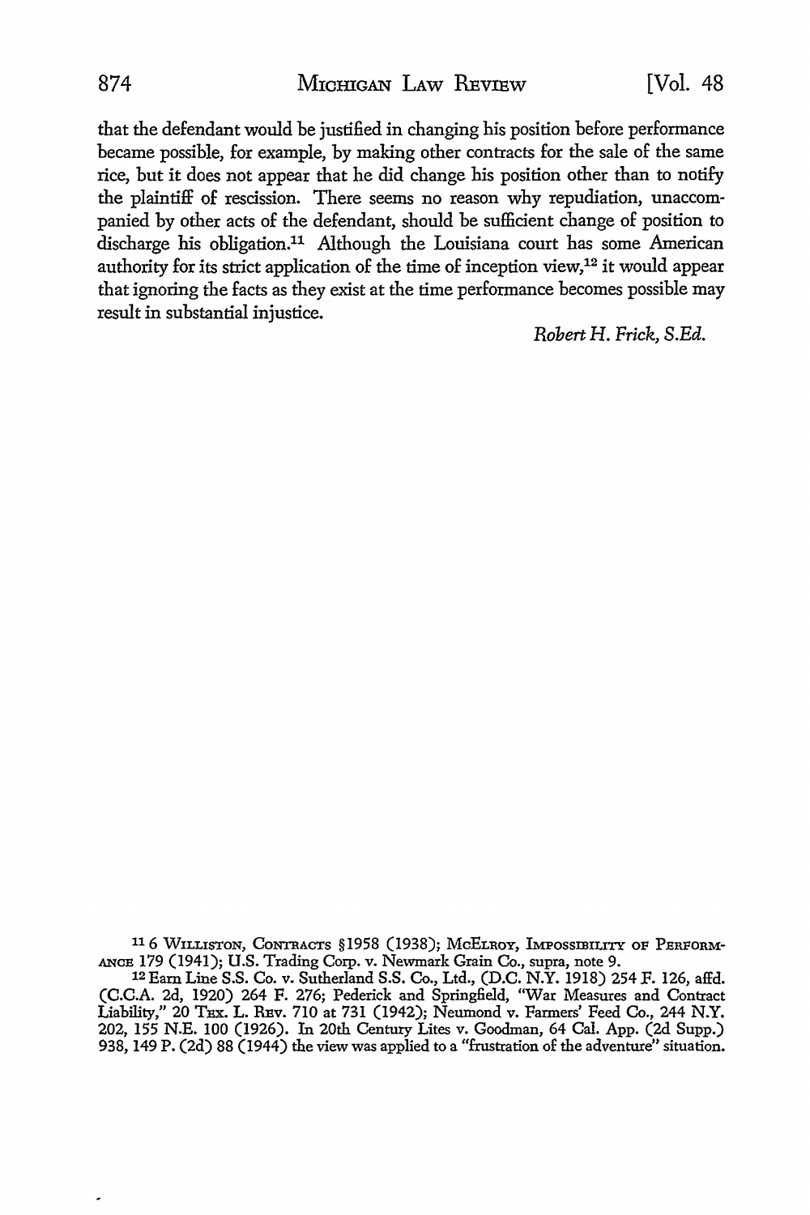that the defendant would be justified in changing his position before performance became possible, for example, by making other contracts for the sale of the same rice, but it does not appear that he did change his position other than to notify the plaintiff of rescission. There seems no reason why repudiation, unaccompanied by other acts of the defendant, should be sufficient change of position to discharge his obligation.[11] Although the Louisiana court has some American authority for its strict application of the time of inception view,[12] it would appear that ignoring the facts as they exist at the time performance becomes possible may result in substantial injustice.

*Robert H. Frick, S.Ed.*

---

[11] 6 WILLISTON, CONTRACTS §1958 (1938); McELROY, IMPOSSIBILITY OF PERFORMANCE 179 (1941); U.S. Trading Corp. v. Newmark Grain Co., supra, note 9.

[12] Earn Line S.S. Co. v. Sutherland S.S. Co., Ltd., (D.C. N.Y. 1918) 254 F. 126, affd. (C.C.A. 2d, 1920) 264 F. 276; Pederick and Springfield, "War Measures and Contract Liability," 20 TEX. L. REV. 710 at 731 (1942); Neumond v. Farmers' Feed Co., 244 N.Y. 202, 155 N.E. 100 (1926). In 20th Century Lites v. Goodman, 64 Cal. App. (2d Supp.) 938, 149 P. (2d) 88 (1944) the view was applied to a "frustration of the adventure" situation.